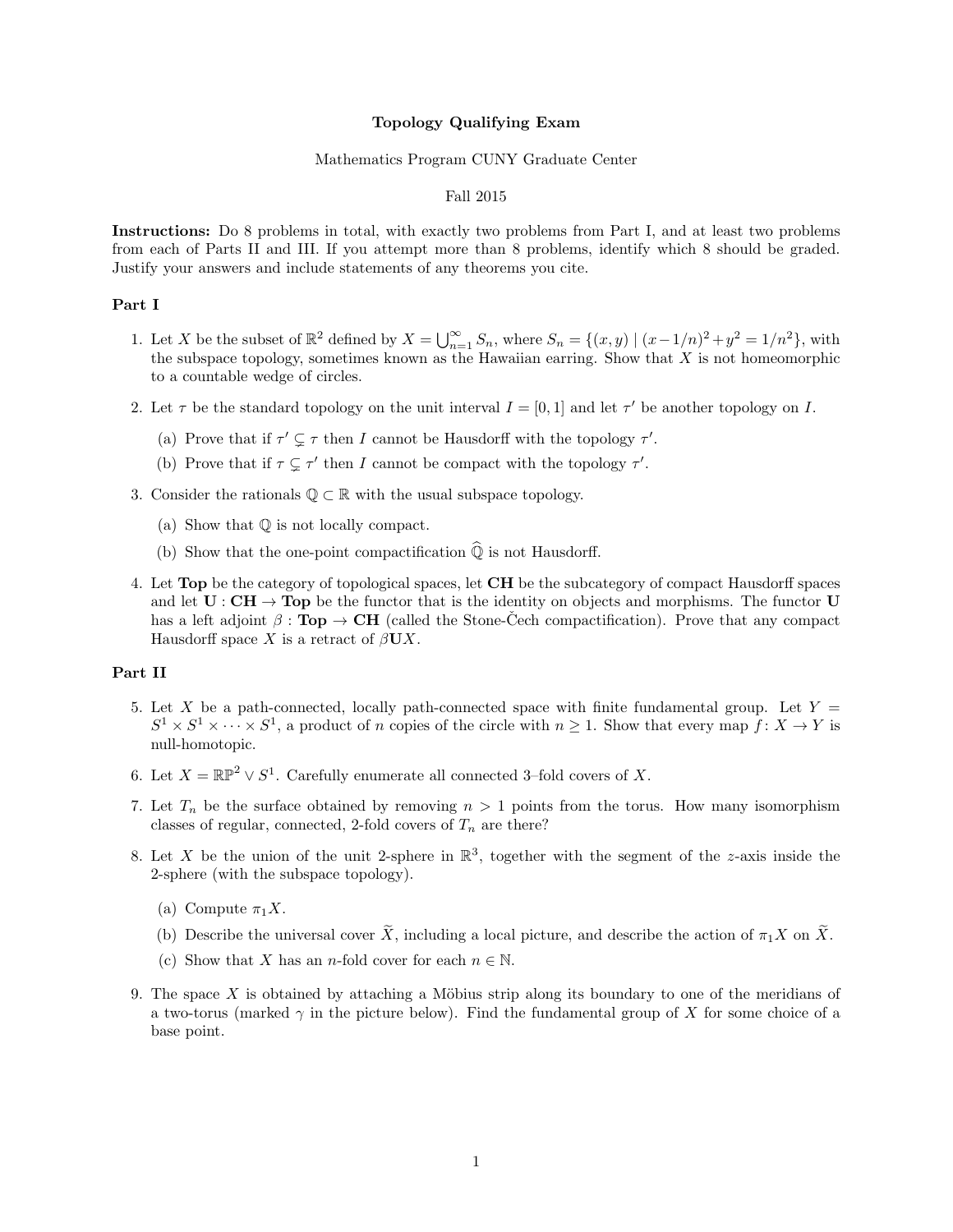# Topology Qualifying Exam

Mathematics Program CUNY Graduate Center

Fall 2015

**Instructions:** Do 8 problems in total, with exactly two problems from Part I, and at least two problems from each of Parts II and III. If you attempt more than 8 problems, identify which 8 should be graded. Justify your answers and include statements of any theorems you cite.

## Part I

1. Let $X$ be the subset of $\mathbb{R}^2$ defined by $X = \bigcup_{n=1}^{\infty} S_n$, where $S_n = \{(x, y) \mid (x-1/n)^2 + y^2 = 1/n^2\}$, with the subspace topology, sometimes known as the Hawaiian earring. Show that $X$ is not homeomorphic to a countable wedge of circles.

2. Let $\tau$ be the standard topology on the unit interval $I = [0, 1]$ and let $\tau'$ be another topology on $I$.
   (a) Prove that if $\tau' \subsetneq \tau$ then $I$ cannot be Hausdorff with the topology $\tau'$.
   (b) Prove that if $\tau \subsetneq \tau'$ then $I$ cannot be compact with the topology $\tau'$.

3. Consider the rationals $\mathbb{Q} \subset \mathbb{R}$ with the usual subspace topology.
   (a) Show that $\mathbb{Q}$ is not locally compact.
   (b) Show that the one-point compactification $\widehat{\mathbb{Q}}$ is not Hausdorff.

4. Let **Top** be the category of topological spaces, let **CH** be the subcategory of compact Hausdorff spaces and let $\mathbf{U} : \mathbf{CH} \to \mathbf{Top}$ be the functor that is the identity on objects and morphisms. The functor $\mathbf{U}$ has a left adjoint $\beta : \mathbf{Top} \to \mathbf{CH}$ (called the Stone-Čech compactification). Prove that any compact Hausdorff space $X$ is a retract of $\beta\mathbf{U}X$.

## Part II

5. Let $X$ be a path-connected, locally path-connected space with finite fundamental group. Let $Y = S^1 \times S^1 \times \cdots \times S^1$, a product of $n$ copies of the circle with $n \geq 1$. Show that every map $f: X \to Y$ is null-homotopic.

6. Let $X = \mathbb{RP}^2 \vee S^1$. Carefully enumerate all connected 3–fold covers of $X$.

7. Let $T_n$ be the surface obtained by removing $n > 1$ points from the torus. How many isomorphism classes of regular, connected, 2-fold covers of $T_n$ are there?

8. Let $X$ be the union of the unit 2-sphere in $\mathbb{R}^3$, together with the segment of the $z$-axis inside the 2-sphere (with the subspace topology).
   (a) Compute $\pi_1 X$.
   (b) Describe the universal cover $\widetilde{X}$, including a local picture, and describe the action of $\pi_1 X$ on $\widetilde{X}$.
   (c) Show that $X$ has an $n$-fold cover for each $n \in \mathbb{N}$.

9. The space $X$ is obtained by attaching a Möbius strip along its boundary to one of the meridians of a two-torus (marked $\gamma$ in the picture below). Find the fundamental group of $X$ for some choice of a base point.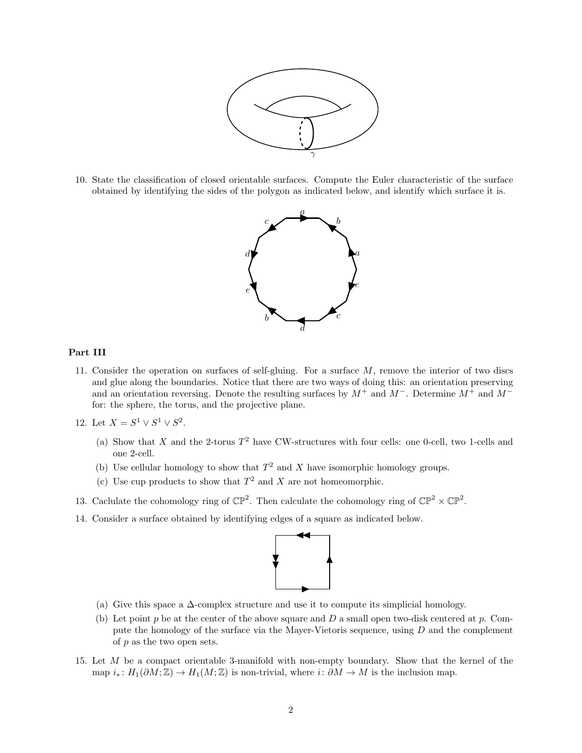$\gamma$

10. State the classification of closed orientable surfaces. Compute the Euler characteristic of the surface obtained by identifying the sides of the polygon as indicated below, and identify which surface it is.

a
c
b
d
a
e
e
b
c
d

## Part III

11. Consider the operation on surfaces of self-gluing. For a surface $M$, remove the interior of two discs and glue along the boundaries. Notice that there are two ways of doing this: an orientation preserving and an orientation reversing. Denote the resulting surfaces by $M^+$ and $M^-$. Determine $M^+$ and $M^-$ for: the sphere, the torus, and the projective plane.

12. Let $X = S^1 \vee S^1 \vee S^2$.

    (a) Show that $X$ and the 2-torus $T^2$ have CW-structures with four cells: one 0-cell, two 1-cells and one 2-cell.

    (b) Use cellular homology to show that $T^2$ and $X$ have isomorphic homology groups.

    (c) Use cup products to show that $T^2$ and $X$ are not homeomorphic.

13. Caclulate the cohomology ring of $\mathbb{CP}^2$. Then calculate the cohomology ring of $\mathbb{CP}^2 \times \mathbb{CP}^2$.

14. Consider a surface obtained by identifying edges of a square as indicated below.

    (a) Give this space a $\Delta$-complex structure and use it to compute its simplicial homology.

    (b) Let point $p$ be at the center of the above square and $D$ a small open two-disk centered at $p$. Compute the homology of the surface via the Mayer-Vietoris sequence, using $D$ and the complement of $p$ as the two open sets.

15. Let $M$ be a compact orientable 3-manifold with non-empty boundary. Show that the kernel of the map $i_* \colon H_1(\partial M; \mathbb{Z}) \to H_1(M; \mathbb{Z})$ is non-trivial, where $i \colon \partial M \to M$ is the inclusion map.